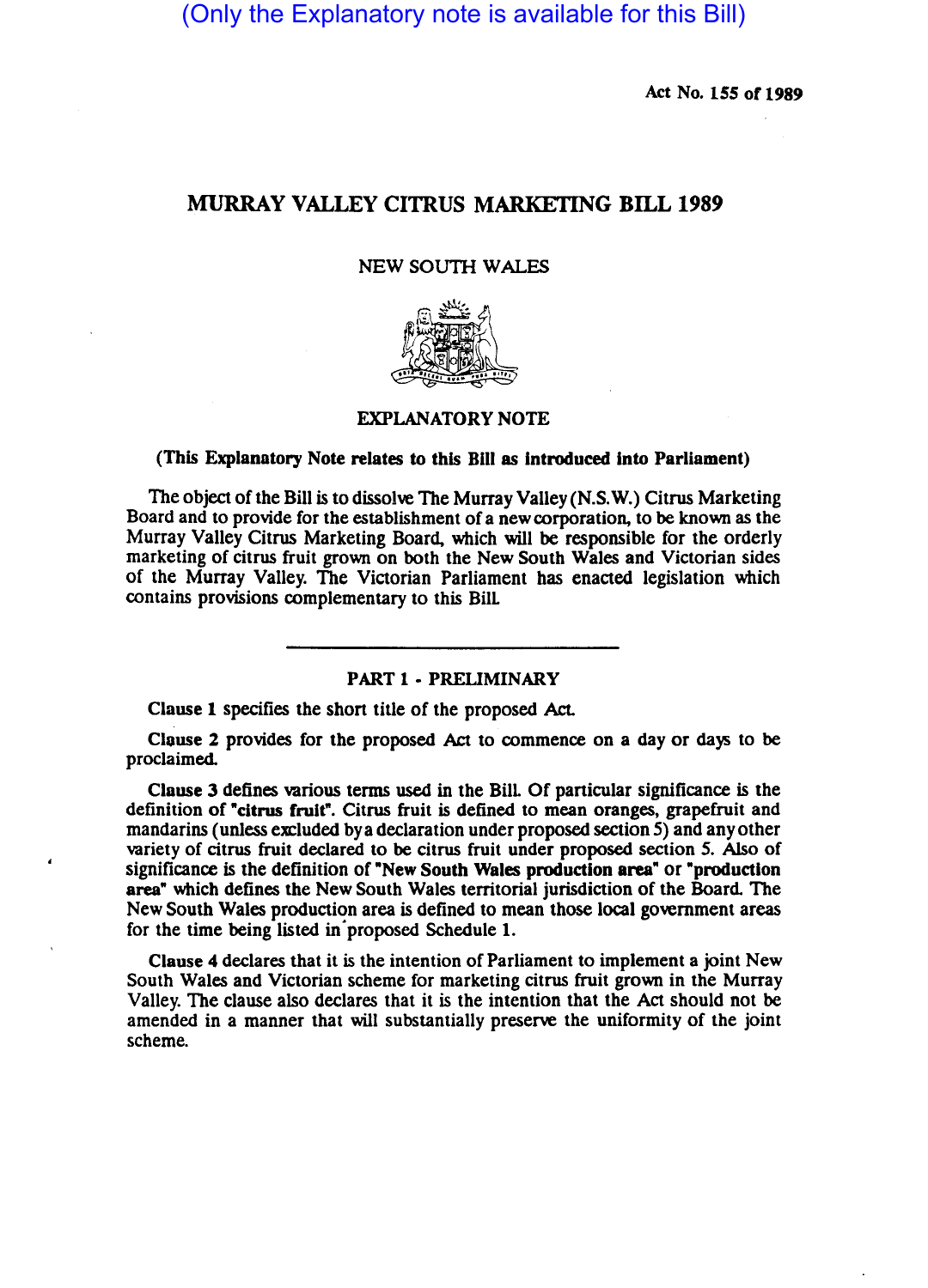(Only the Explanatory note is available for this Bill)

Act No. 155 of 1989

# MURRAY VALLEY CITRUS MARKETING BILL 1989

NEW SOUTH WALES

## EXPLANATORY NOTE

**(This Explanatory Note relates to this Bill as introduced into Parliament)**

The object of the Bill is to dissolve The Murray Valley (N.S.W.) Citrus Marketing Board and to provide for the establishment of a new corporation, to be known as the Murray Valley Citrus Marketing Board, which will be responsible for the orderly marketing of citrus fruit grown on both the New South Wales and Victorian sides of the Murray Valley. The Victorian Parliament has enacted legislation which contains provisions complementary to this Bill.

---

### PART 1 - PRELIMINARY

**Clause 1** specifies the short title of the proposed Act.

**Clause 2** provides for the proposed Act to commence on a day or days to be proclaimed.

**Clause 3** defines various terms used in the Bill. Of particular significance is the definition of **"citrus fruit"**. Citrus fruit is defined to mean oranges, grapefruit and mandarins (unless excluded by a declaration under proposed section 5) and any other variety of citrus fruit declared to be citrus fruit under proposed section 5. Also of significance is the definition of **"New South Wales production area"** or **"production area"** which defines the New South Wales territorial jurisdiction of the Board. The New South Wales production area is defined to mean those local government areas for the time being listed in proposed Schedule 1.

**Clause 4** declares that it is the intention of Parliament to implement a joint New South Wales and Victorian scheme for marketing citrus fruit grown in the Murray Valley. The clause also declares that it is the intention that the Act should not be amended in a manner that will substantially preserve the uniformity of the joint scheme.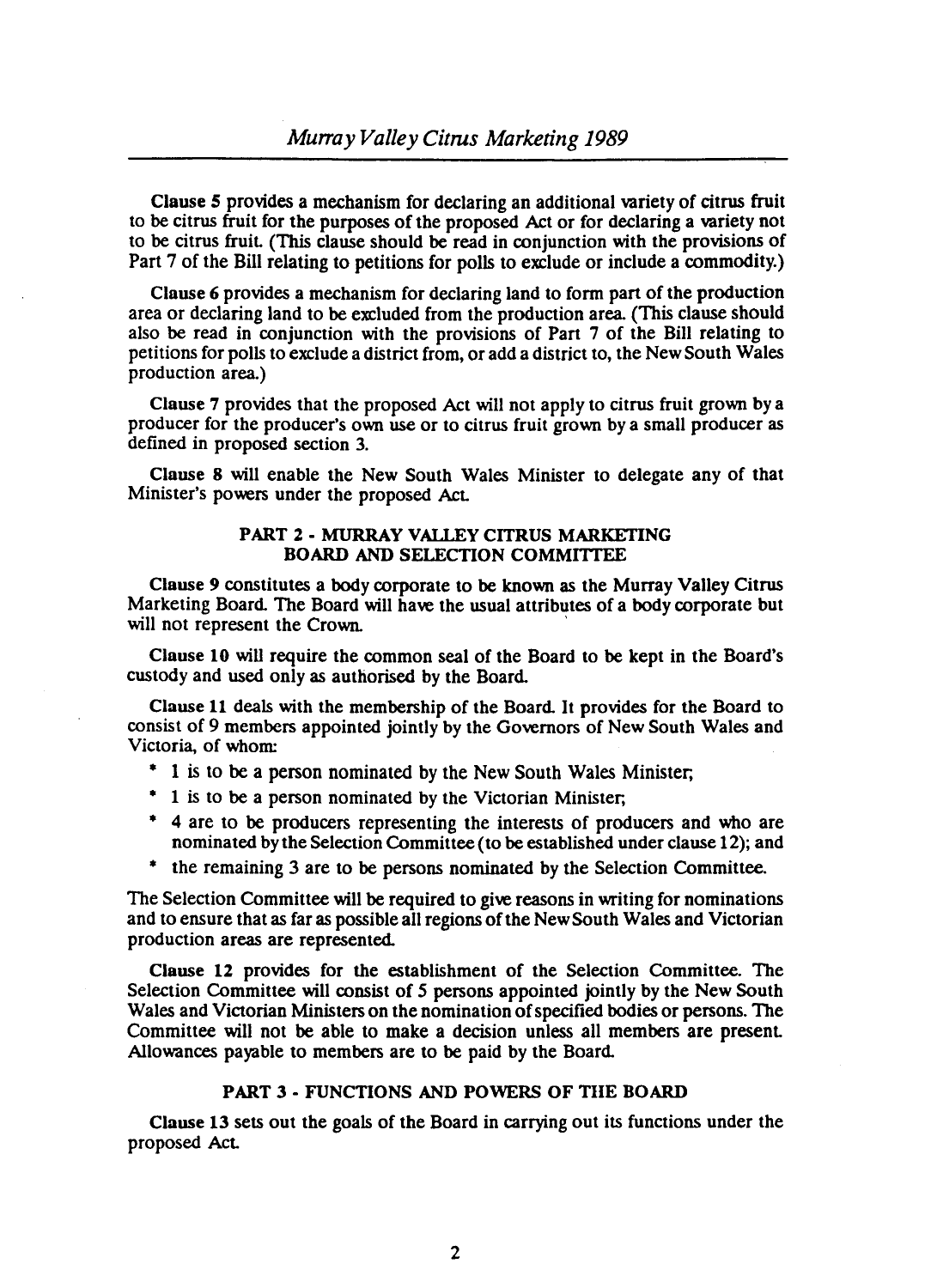**Clause 5** provides a mechanism for declaring an additional variety of citrus fruit to be citrus fruit for the purposes of the proposed Act or for declaring a variety not to be citrus fruit. (This clause should be read in conjunction with the provisions of Part 7 of the Bill relating to petitions for polls to exclude or include a commodity.)

**Clause 6** provides a mechanism for declaring land to form part of the production area or declaring land to be excluded from the production area. (This clause should also be read in conjunction with the provisions of Part 7 of the Bill relating to petitions for polls to exclude a district from, or add a district to, the New South Wales production area.)

**Clause 7** provides that the proposed Act will not apply to citrus fruit grown by a producer for the producer's own use or to citrus fruit grown by a small producer as defined in proposed section 3.

**Clause 8** will enable the New South Wales Minister to delegate any of that Minister's powers under the proposed Act.

## PART 2 - MURRAY VALLEY CITRUS MARKETING BOARD AND SELECTION COMMITTEE

**Clause 9** constitutes a body corporate to be known as the Murray Valley Citrus Marketing Board. The Board will have the usual attributes of a body corporate but will not represent the Crown.

**Clause 10** will require the common seal of the Board to be kept in the Board's custody and used only as authorised by the Board.

**Clause 11** deals with the membership of the Board. It provides for the Board to consist of 9 members appointed jointly by the Governors of New South Wales and Victoria, of whom:

* 1 is to be a person nominated by the New South Wales Minister;
* 1 is to be a person nominated by the Victorian Minister;
* 4 are to be producers representing the interests of producers and who are nominated by the Selection Committee (to be established under clause 12); and
* the remaining 3 are to be persons nominated by the Selection Committee.

The Selection Committee will be required to give reasons in writing for nominations and to ensure that as far as possible all regions of the New South Wales and Victorian production areas are represented.

**Clause 12** provides for the establishment of the Selection Committee. The Selection Committee will consist of 5 persons appointed jointly by the New South Wales and Victorian Ministers on the nomination of specified bodies or persons. The Committee will not be able to make a decision unless all members are present. Allowances payable to members are to be paid by the Board.

## PART 3 - FUNCTIONS AND POWERS OF THE BOARD

**Clause 13** sets out the goals of the Board in carrying out its functions under the proposed Act.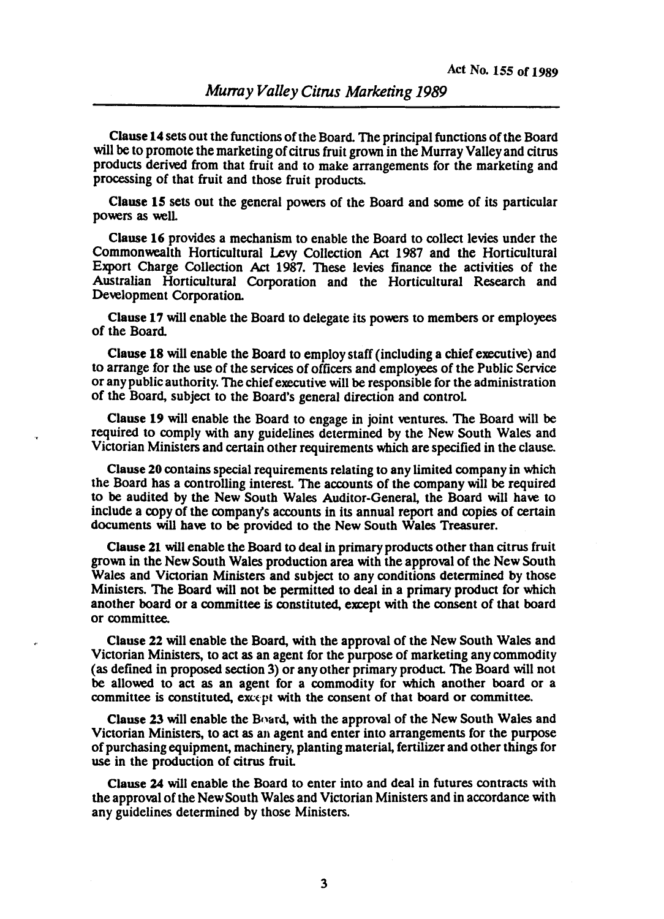**Clause 14** sets out the functions of the Board. The principal functions of the Board will be to promote the marketing of citrus fruit grown in the Murray Valley and citrus products derived from that fruit and to make arrangements for the marketing and processing of that fruit and those fruit products.

**Clause 15** sets out the general powers of the Board and some of its particular powers as well.

**Clause 16** provides a mechanism to enable the Board to collect levies under the Commonwealth Horticultural Levy Collection Act 1987 and the Horticultural Export Charge Collection Act 1987. These levies finance the activities of the Australian Horticultural Corporation and the Horticultural Research and Development Corporation.

**Clause 17** will enable the Board to delegate its powers to members or employees of the Board.

**Clause 18** will enable the Board to employ staff (including a chief executive) and to arrange for the use of the services of officers and employees of the Public Service or any public authority. The chief executive will be responsible for the administration of the Board, subject to the Board's general direction and control.

**Clause 19** will enable the Board to engage in joint ventures. The Board will be required to comply with any guidelines determined by the New South Wales and Victorian Ministers and certain other requirements which are specified in the clause.

**Clause 20** contains special requirements relating to any limited company in which the Board has a controlling interest. The accounts of the company will be required to be audited by the New South Wales Auditor-General, the Board will have to include a copy of the company's accounts in its annual report and copies of certain documents will have to be provided to the New South Wales Treasurer.

**Clause 21** will enable the Board to deal in primary products other than citrus fruit grown in the New South Wales production area with the approval of the New South Wales and Victorian Ministers and subject to any conditions determined by those Ministers. The Board will not be permitted to deal in a primary product for which another board or a committee is constituted, except with the consent of that board or committee.

**Clause 22** will enable the Board, with the approval of the New South Wales and Victorian Ministers, to act as an agent for the purpose of marketing any commodity (as defined in proposed section 3) or any other primary product. The Board will not be allowed to act as an agent for a commodity for which another board or a committee is constituted, except with the consent of that board or committee.

**Clause 23** will enable the Board, with the approval of the New South Wales and Victorian Ministers, to act as an agent and enter into arrangements for the purpose of purchasing equipment, machinery, planting material, fertilizer and other things for use in the production of citrus fruit.

**Clause 24** will enable the Board to enter into and deal in futures contracts with the approval of the New South Wales and Victorian Ministers and in accordance with any guidelines determined by those Ministers.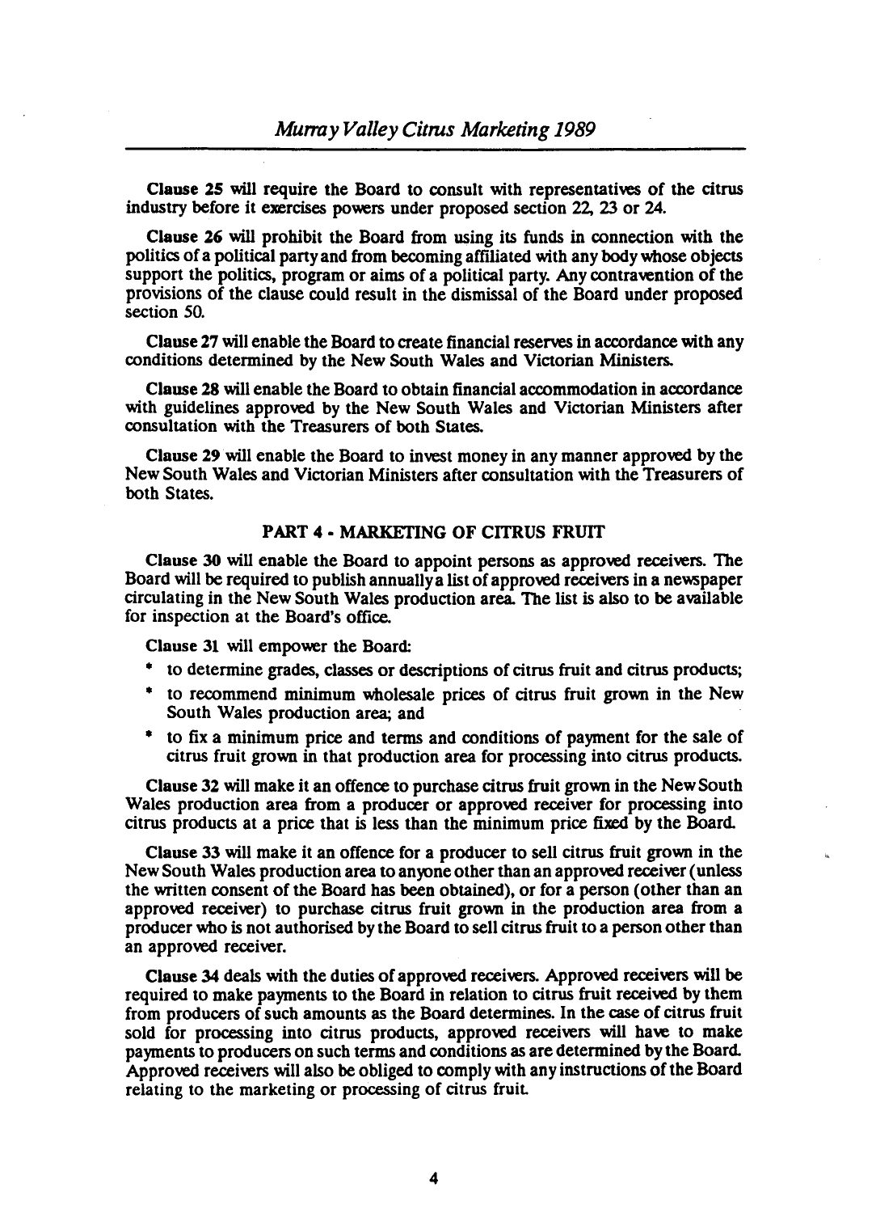**Clause 25** will require the Board to consult with representatives of the citrus industry before it exercises powers under proposed section 22, 23 or 24.

**Clause 26** will prohibit the Board from using its funds in connection with the politics of a political party and from becoming affiliated with any body whose objects support the politics, program or aims of a political party. Any contravention of the provisions of the clause could result in the dismissal of the Board under proposed section 50.

**Clause 27** will enable the Board to create financial reserves in accordance with any conditions determined by the New South Wales and Victorian Ministers.

**Clause 28** will enable the Board to obtain financial accommodation in accordance with guidelines approved by the New South Wales and Victorian Ministers after consultation with the Treasurers of both States.

**Clause 29** will enable the Board to invest money in any manner approved by the New South Wales and Victorian Ministers after consultation with the Treasurers of both States.

## PART 4 - MARKETING OF CITRUS FRUIT

**Clause 30** will enable the Board to appoint persons as approved receivers. The Board will be required to publish annually a list of approved receivers in a newspaper circulating in the New South Wales production area. The list is also to be available for inspection at the Board's office.

**Clause 31** will empower the Board:

- to determine grades, classes or descriptions of citrus fruit and citrus products;
- to recommend minimum wholesale prices of citrus fruit grown in the New South Wales production area; and
- to fix a minimum price and terms and conditions of payment for the sale of citrus fruit grown in that production area for processing into citrus products.

**Clause 32** will make it an offence to purchase citrus fruit grown in the New South Wales production area from a producer or approved receiver for processing into citrus products at a price that is less than the minimum price fixed by the Board.

**Clause 33** will make it an offence for a producer to sell citrus fruit grown in the New South Wales production area to anyone other than an approved receiver (unless the written consent of the Board has been obtained), or for a person (other than an approved receiver) to purchase citrus fruit grown in the production area from a producer who is not authorised by the Board to sell citrus fruit to a person other than an approved receiver.

**Clause 34** deals with the duties of approved receivers. Approved receivers will be required to make payments to the Board in relation to citrus fruit received by them from producers of such amounts as the Board determines. In the case of citrus fruit sold for processing into citrus products, approved receivers will have to make payments to producers on such terms and conditions as are determined by the Board. Approved receivers will also be obliged to comply with any instructions of the Board relating to the marketing or processing of citrus fruit.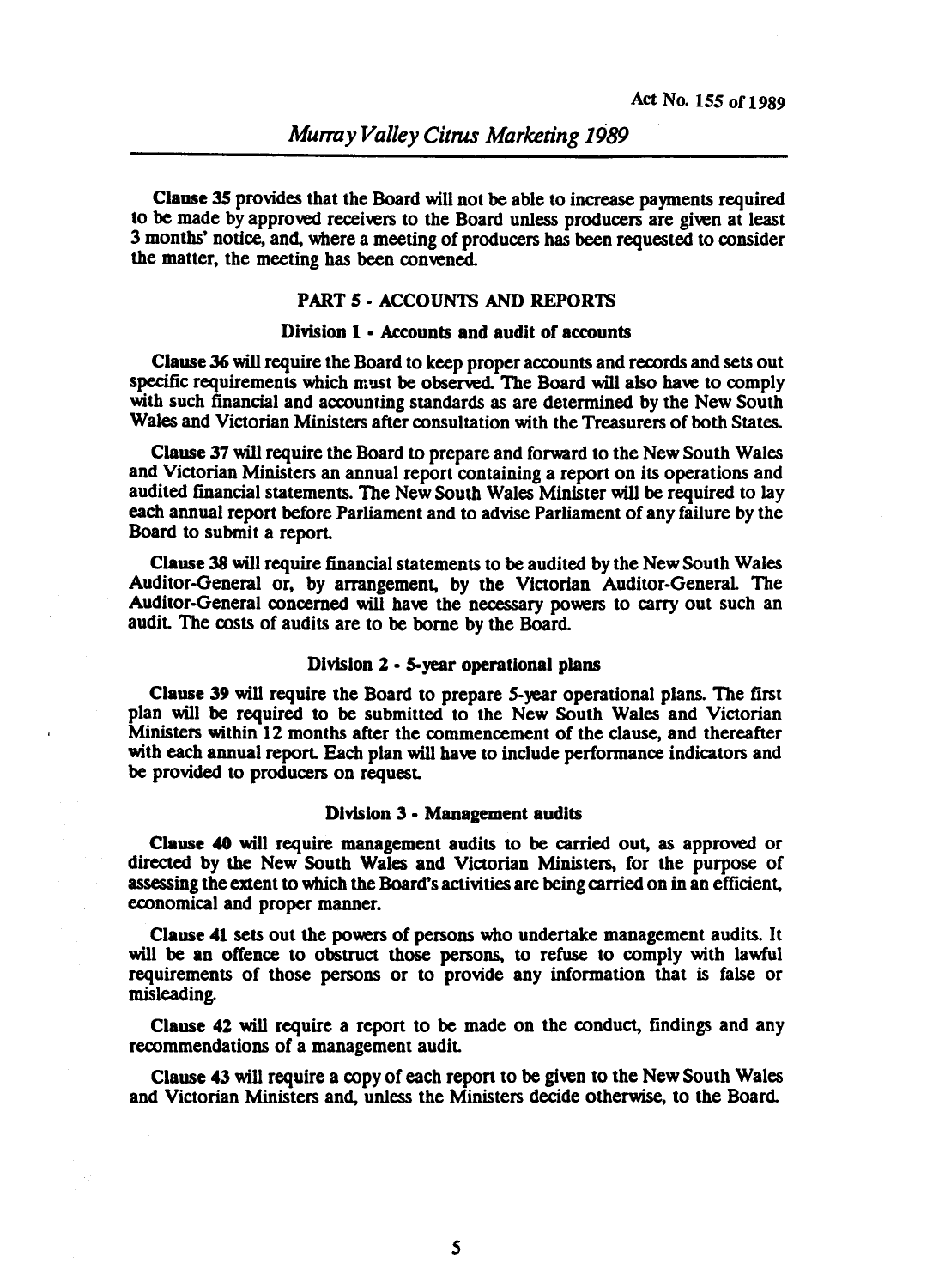**Clause 35** provides that the Board will not be able to increase payments required to be made by approved receivers to the Board unless producers are given at least 3 months' notice, and, where a meeting of producers has been requested to consider the matter, the meeting has been convened.

## PART 5 - ACCOUNTS AND REPORTS

### Division 1 - Accounts and audit of accounts

**Clause 36** will require the Board to keep proper accounts and records and sets out specific requirements which must be observed. The Board will also have to comply with such financial and accounting standards as are determined by the New South Wales and Victorian Ministers after consultation with the Treasurers of both States.

**Clause 37** will require the Board to prepare and forward to the New South Wales and Victorian Ministers an annual report containing a report on its operations and audited financial statements. The New South Wales Minister will be required to lay each annual report before Parliament and to advise Parliament of any failure by the Board to submit a report.

**Clause 38** will require financial statements to be audited by the New South Wales Auditor-General or, by arrangement, by the Victorian Auditor-General. The Auditor-General concerned will have the necessary powers to carry out such an audit. The costs of audits are to be borne by the Board.

### Division 2 - 5-year operational plans

**Clause 39** will require the Board to prepare 5-year operational plans. The first plan will be required to be submitted to the New South Wales and Victorian Ministers within 12 months after the commencement of the clause, and thereafter with each annual report. Each plan will have to include performance indicators and be provided to producers on request.

### Division 3 - Management audits

**Clause 40** will require management audits to be carried out, as approved or directed by the New South Wales and Victorian Ministers, for the purpose of assessing the extent to which the Board's activities are being carried on in an efficient, economical and proper manner.

**Clause 41** sets out the powers of persons who undertake management audits. It will be an offence to obstruct those persons, to refuse to comply with lawful requirements of those persons or to provide any information that is false or misleading.

**Clause 42** will require a report to be made on the conduct, findings and any recommendations of a management audit.

**Clause 43** will require a copy of each report to be given to the New South Wales and Victorian Ministers and, unless the Ministers decide otherwise, to the Board.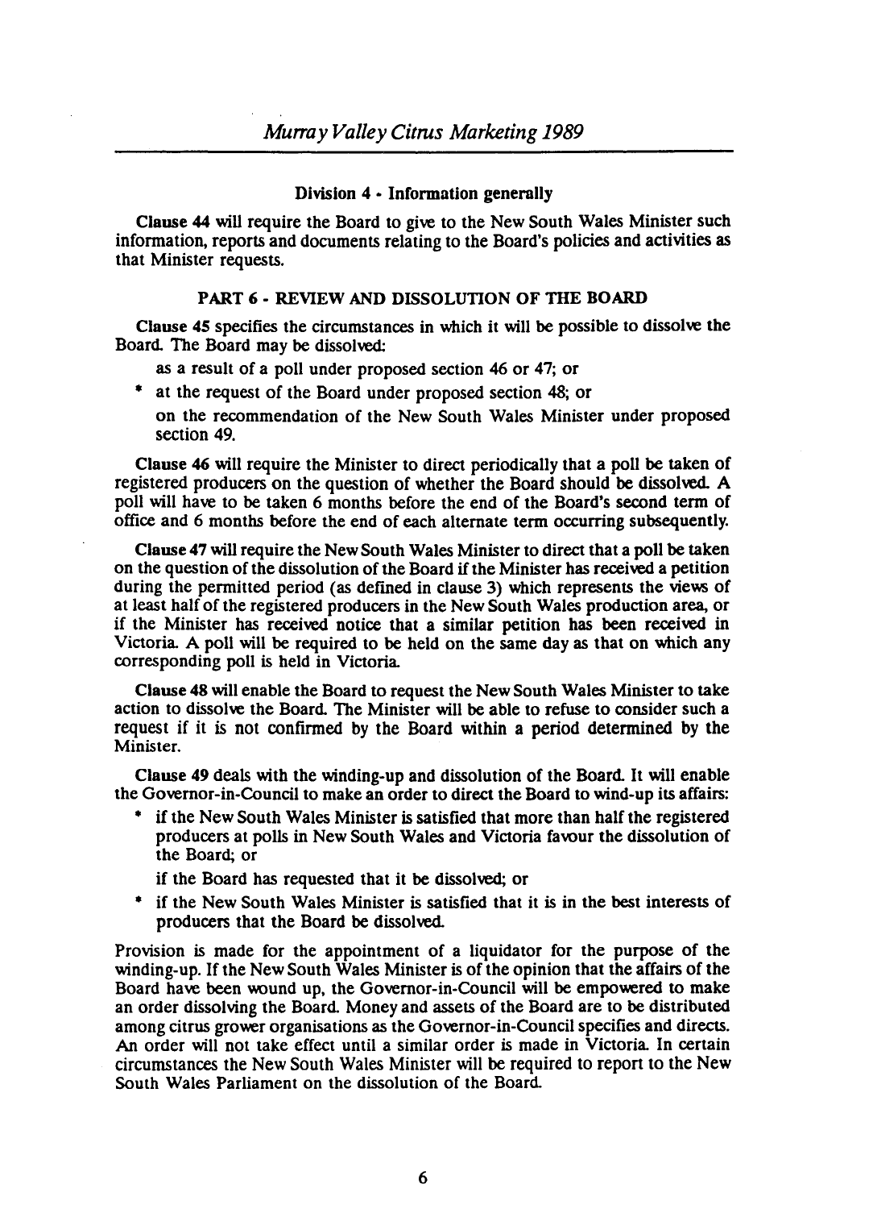### Division 4 - Information generally

**Clause 44** will require the Board to give to the New South Wales Minister such information, reports and documents relating to the Board's policies and activities as that Minister requests.

### PART 6 - REVIEW AND DISSOLUTION OF THE BOARD

**Clause 45** specifies the circumstances in which it will be possible to dissolve the Board. The Board may be dissolved:

- as a result of a poll under proposed section 46 or 47; or
- at the request of the Board under proposed section 48; or
- on the recommendation of the New South Wales Minister under proposed section 49.

**Clause 46** will require the Minister to direct periodically that a poll be taken of registered producers on the question of whether the Board should be dissolved. A poll will have to be taken 6 months before the end of the Board's second term of office and 6 months before the end of each alternate term occurring subsequently.

**Clause 47** will require the New South Wales Minister to direct that a poll be taken on the question of the dissolution of the Board if the Minister has received a petition during the permitted period (as defined in clause 3) which represents the views of at least half of the registered producers in the New South Wales production area, or if the Minister has received notice that a similar petition has been received in Victoria. A poll will be required to be held on the same day as that on which any corresponding poll is held in Victoria.

**Clause 48** will enable the Board to request the New South Wales Minister to take action to dissolve the Board. The Minister will be able to refuse to consider such a request if it is not confirmed by the Board within a period determined by the Minister.

**Clause 49** deals with the winding-up and dissolution of the Board. It will enable the Governor-in-Council to make an order to direct the Board to wind-up its affairs:

- if the New South Wales Minister is satisfied that more than half the registered producers at polls in New South Wales and Victoria favour the dissolution of the Board; or
- if the Board has requested that it be dissolved; or
- if the New South Wales Minister is satisfied that it is in the best interests of producers that the Board be dissolved.

Provision is made for the appointment of a liquidator for the purpose of the winding-up. If the New South Wales Minister is of the opinion that the affairs of the Board have been wound up, the Governor-in-Council will be empowered to make an order dissolving the Board. Money and assets of the Board are to be distributed among citrus grower organisations as the Governor-in-Council specifies and directs. An order will not take effect until a similar order is made in Victoria. In certain circumstances the New South Wales Minister will be required to report to the New South Wales Parliament on the dissolution of the Board.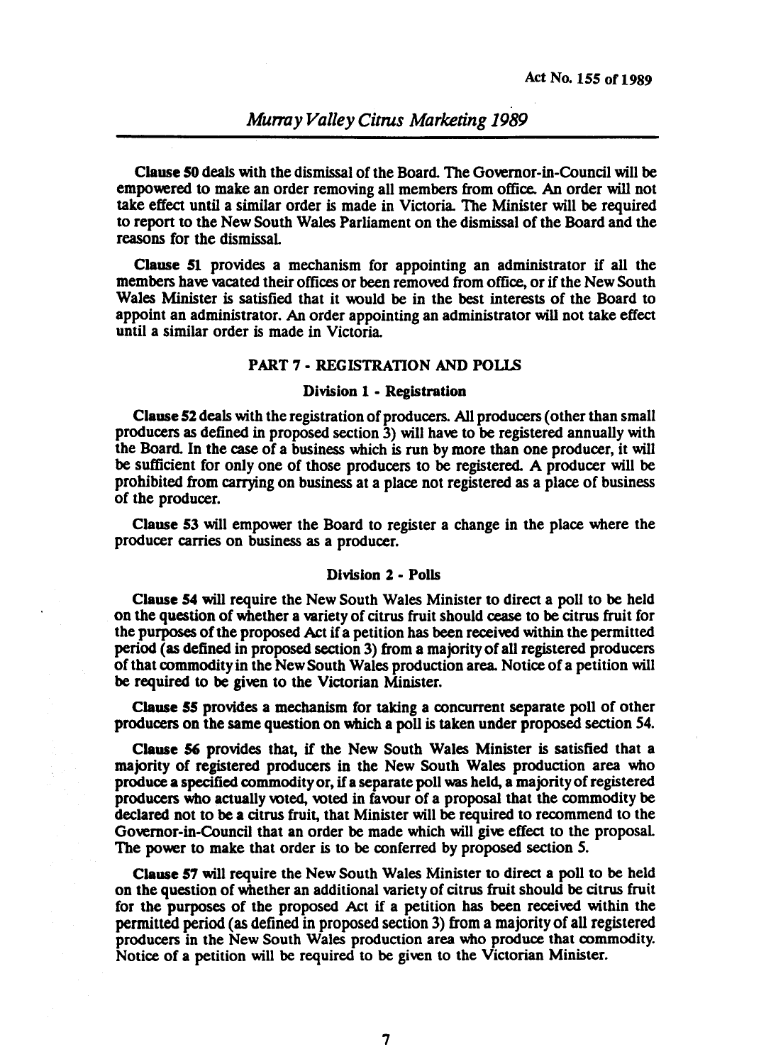**Clause 50** deals with the dismissal of the Board. The Governor-in-Council will be empowered to make an order removing all members from office. An order will not take effect until a similar order is made in Victoria. The Minister will be required to report to the New South Wales Parliament on the dismissal of the Board and the reasons for the dismissal.

**Clause 51** provides a mechanism for appointing an administrator if all the members have vacated their offices or been removed from office, or if the New South Wales Minister is satisfied that it would be in the best interests of the Board to appoint an administrator. An order appointing an administrator will not take effect until a similar order is made in Victoria.

## PART 7 - REGISTRATION AND POLLS

### Division 1 - Registration

**Clause 52** deals with the registration of producers. All producers (other than small producers as defined in proposed section 3) will have to be registered annually with the Board. In the case of a business which is run by more than one producer, it will be sufficient for only one of those producers to be registered. A producer will be prohibited from carrying on business at a place not registered as a place of business of the producer.

**Clause 53** will empower the Board to register a change in the place where the producer carries on business as a producer.

### Division 2 - Polls

**Clause 54** will require the New South Wales Minister to direct a poll to be held on the question of whether a variety of citrus fruit should cease to be citrus fruit for the purposes of the proposed Act if a petition has been received within the permitted period (as defined in proposed section 3) from a majority of all registered producers of that commodity in the New South Wales production area. Notice of a petition will be required to be given to the Victorian Minister.

**Clause 55** provides a mechanism for taking a concurrent separate poll of other producers on the same question on which a poll is taken under proposed section 54.

**Clause 56** provides that, if the New South Wales Minister is satisfied that a majority of registered producers in the New South Wales production area who produce a specified commodity or, if a separate poll was held, a majority of registered producers who actually voted, voted in favour of a proposal that the commodity be declared not to be a citrus fruit, that Minister will be required to recommend to the Governor-in-Council that an order be made which will give effect to the proposal. The power to make that order is to be conferred by proposed section 5.

**Clause 57** will require the New South Wales Minister to direct a poll to be held on the question of whether an additional variety of citrus fruit should be citrus fruit for the purposes of the proposed Act if a petition has been received within the permitted period (as defined in proposed section 3) from a majority of all registered producers in the New South Wales production area who produce that commodity. Notice of a petition will be required to be given to the Victorian Minister.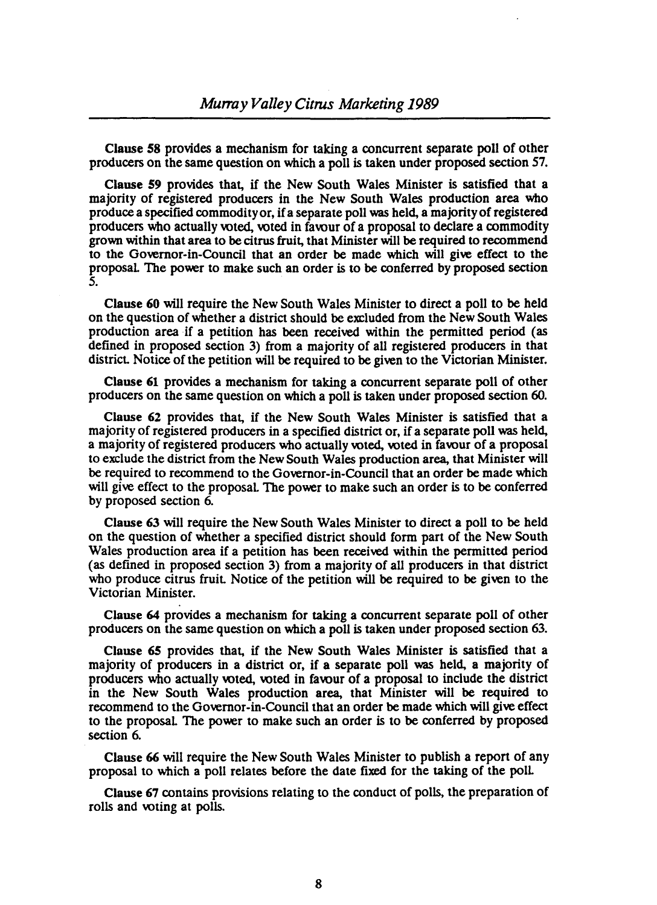**Clause 58** provides a mechanism for taking a concurrent separate poll of other producers on the same question on which a poll is taken under proposed section 57.

**Clause 59** provides that, if the New South Wales Minister is satisfied that a majority of registered producers in the New South Wales production area who produce a specified commodity or, if a separate poll was held, a majority of registered producers who actually voted, voted in favour of a proposal to declare a commodity grown within that area to be citrus fruit, that Minister will be required to recommend to the Governor-in-Council that an order be made which will give effect to the proposal. The power to make such an order is to be conferred by proposed section 5.

**Clause 60** will require the New South Wales Minister to direct a poll to be held on the question of whether a district should be excluded from the New South Wales production area if a petition has been received within the permitted period (as defined in proposed section 3) from a majority of all registered producers in that district. Notice of the petition will be required to be given to the Victorian Minister.

**Clause 61** provides a mechanism for taking a concurrent separate poll of other producers on the same question on which a poll is taken under proposed section 60.

**Clause 62** provides that, if the New South Wales Minister is satisfied that a majority of registered producers in a specified district or, if a separate poll was held, a majority of registered producers who actually voted, voted in favour of a proposal to exclude the district from the New South Wales production area, that Minister will be required to recommend to the Governor-in-Council that an order be made which will give effect to the proposal. The power to make such an order is to be conferred by proposed section 6.

**Clause 63** will require the New South Wales Minister to direct a poll to be held on the question of whether a specified district should form part of the New South Wales production area if a petition has been received within the permitted period (as defined in proposed section 3) from a majority of all producers in that district who produce citrus fruit. Notice of the petition will be required to be given to the Victorian Minister.

**Clause 64** provides a mechanism for taking a concurrent separate poll of other producers on the same question on which a poll is taken under proposed section 63.

**Clause 65** provides that, if the New South Wales Minister is satisfied that a majority of producers in a district or, if a separate poll was held, a majority of producers who actually voted, voted in favour of a proposal to include the district in the New South Wales production area, that Minister will be required to recommend to the Governor-in-Council that an order be made which will give effect to the proposal. The power to make such an order is to be conferred by proposed section 6.

**Clause 66** will require the New South Wales Minister to publish a report of any proposal to which a poll relates before the date fixed for the taking of the poll.

**Clause 67** contains provisions relating to the conduct of polls, the preparation of rolls and voting at polls.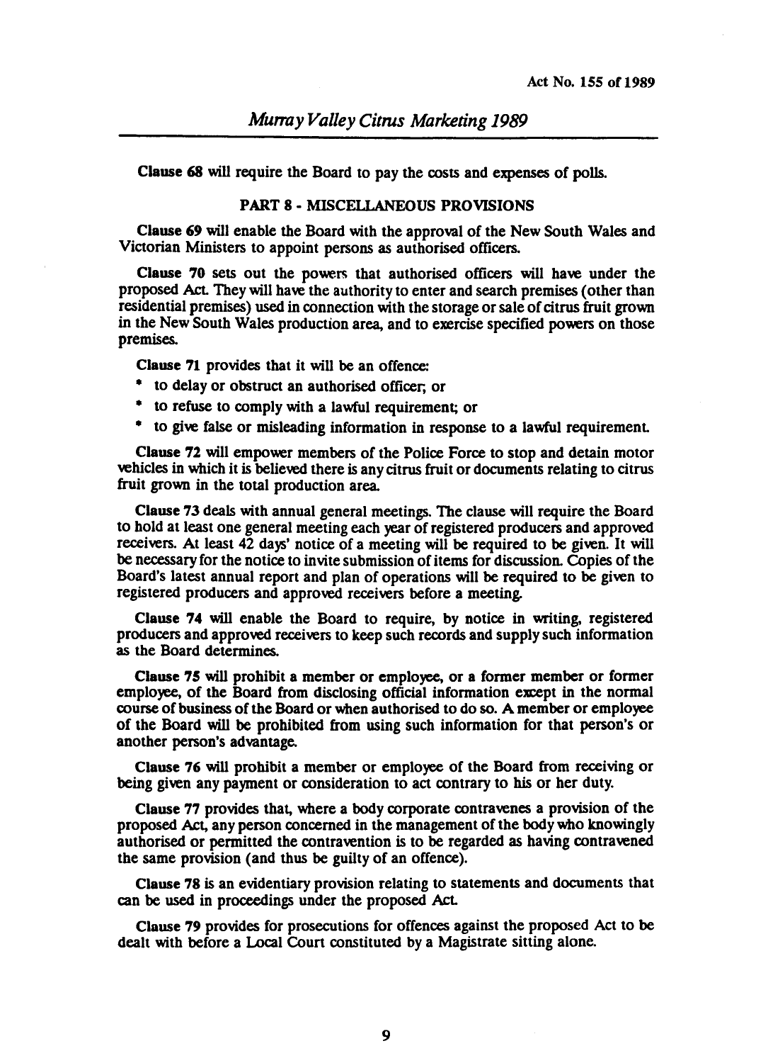**Clause 68** will require the Board to pay the costs and expenses of polls.

## PART 8 - MISCELLANEOUS PROVISIONS

**Clause 69** will enable the Board with the approval of the New South Wales and Victorian Ministers to appoint persons as authorised officers.

**Clause 70** sets out the powers that authorised officers will have under the proposed Act. They will have the authority to enter and search premises (other than residential premises) used in connection with the storage or sale of citrus fruit grown in the New South Wales production area, and to exercise specified powers on those premises.

**Clause 71** provides that it will be an offence:

* to delay or obstruct an authorised officer; or
* to refuse to comply with a lawful requirement; or
* to give false or misleading information in response to a lawful requirement.

**Clause 72** will empower members of the Police Force to stop and detain motor vehicles in which it is believed there is any citrus fruit or documents relating to citrus fruit grown in the total production area.

**Clause 73** deals with annual general meetings. The clause will require the Board to hold at least one general meeting each year of registered producers and approved receivers. At least 42 days' notice of a meeting will be required to be given. It will be necessary for the notice to invite submission of items for discussion. Copies of the Board's latest annual report and plan of operations will be required to be given to registered producers and approved receivers before a meeting.

**Clause 74** will enable the Board to require, by notice in writing, registered producers and approved receivers to keep such records and supply such information as the Board determines.

**Clause 75** will prohibit a member or employee, or a former member or former employee, of the Board from disclosing official information except in the normal course of business of the Board or when authorised to do so. A member or employee of the Board will be prohibited from using such information for that person's or another person's advantage.

**Clause 76** will prohibit a member or employee of the Board from receiving or being given any payment or consideration to act contrary to his or her duty.

**Clause 77** provides that, where a body corporate contravenes a provision of the proposed Act, any person concerned in the management of the body who knowingly authorised or permitted the contravention is to be regarded as having contravened the same provision (and thus be guilty of an offence).

**Clause 78** is an evidentiary provision relating to statements and documents that can be used in proceedings under the proposed Act.

**Clause 79** provides for prosecutions for offences against the proposed Act to be dealt with before a Local Court constituted by a Magistrate sitting alone.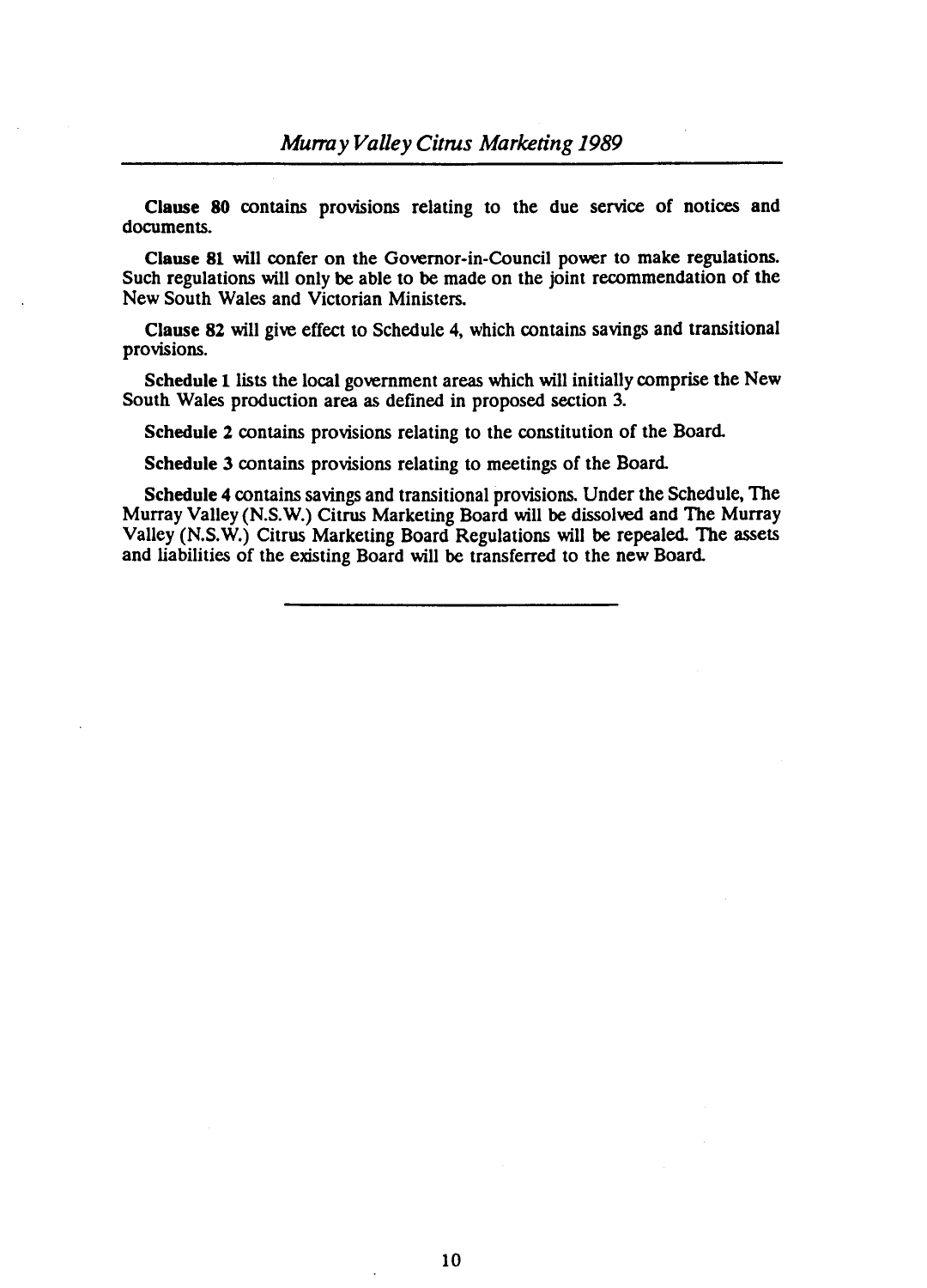**Clause 80** contains provisions relating to the due service of notices and documents.

**Clause 81** will confer on the Governor-in-Council power to make regulations. Such regulations will only be able to be made on the joint recommendation of the New South Wales and Victorian Ministers.

**Clause 82** will give effect to Schedule 4, which contains savings and transitional provisions.

**Schedule 1** lists the local government areas which will initially comprise the New South Wales production area as defined in proposed section 3.

**Schedule 2** contains provisions relating to the constitution of the Board.

**Schedule 3** contains provisions relating to meetings of the Board.

**Schedule 4** contains savings and transitional provisions. Under the Schedule, The Murray Valley (N.S.W.) Citrus Marketing Board will be dissolved and The Murray Valley (N.S.W.) Citrus Marketing Board Regulations will be repealed. The assets and liabilities of the existing Board will be transferred to the new Board.